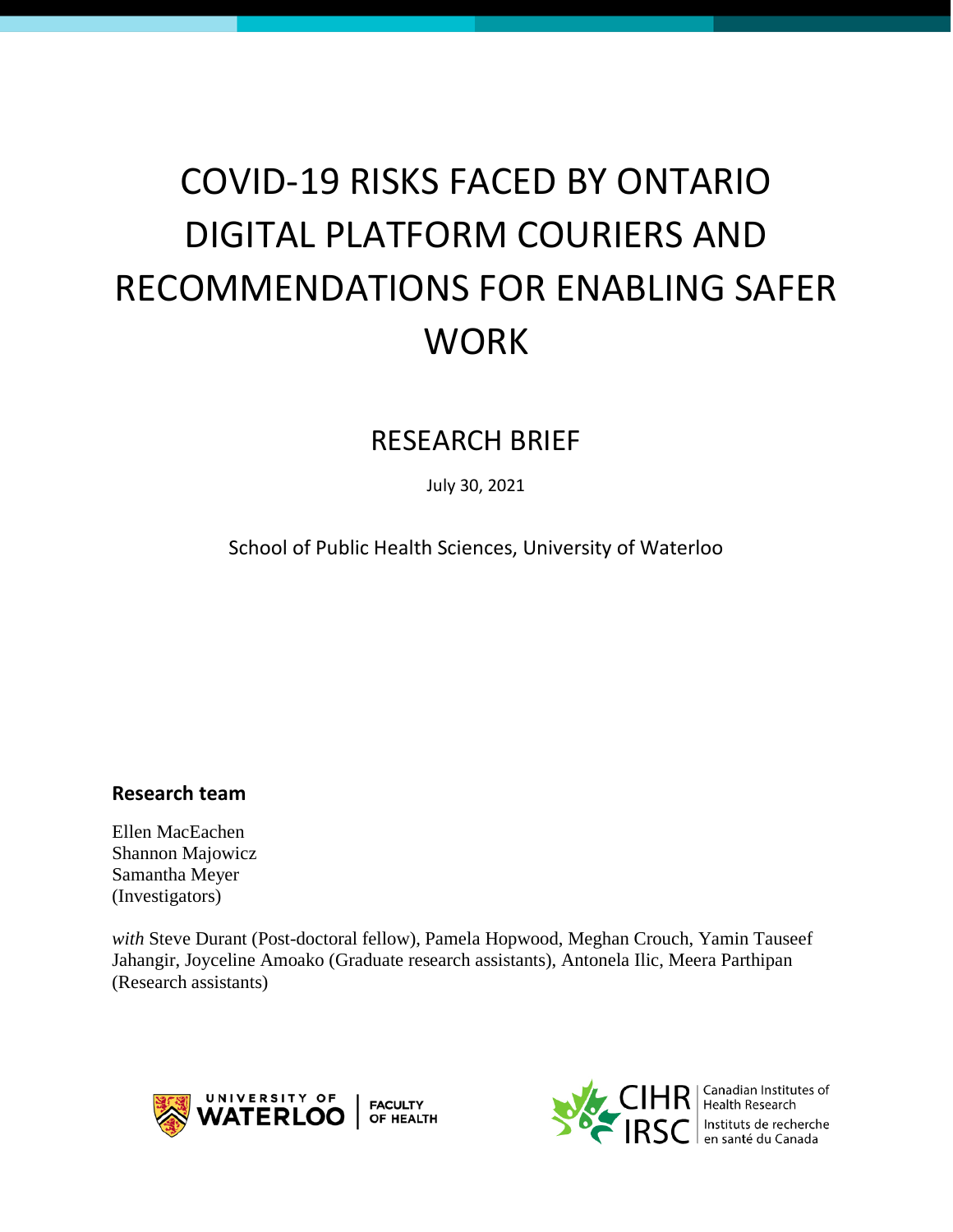# COVID-19 RISKS FACED BY ONTARIO DIGITAL PLATFORM COURIERS AND RECOMMENDATIONS FOR ENABLING SAFER WORK

## RESEARCH BRIEF

July 30, 2021

School of Public Health Sciences, University of Waterloo

**Research team**

Ellen MacEachen
Shannon Majowicz
Samantha Meyer
(Investigators)

*with* Steve Durant (Post-doctoral fellow), Pamela Hopwood, Meghan Crouch, Yamin Tauseef Jahangir, Joyceline Amoako (Graduate research assistants), Antonela Ilic, Meera Parthipan (Research assistants)

UNIVERSITY OF WATERLOO | FACULTY OF HEALTH

CIHR IRSC | Canadian Institutes of Health Research | Instituts de recherche en santé du Canada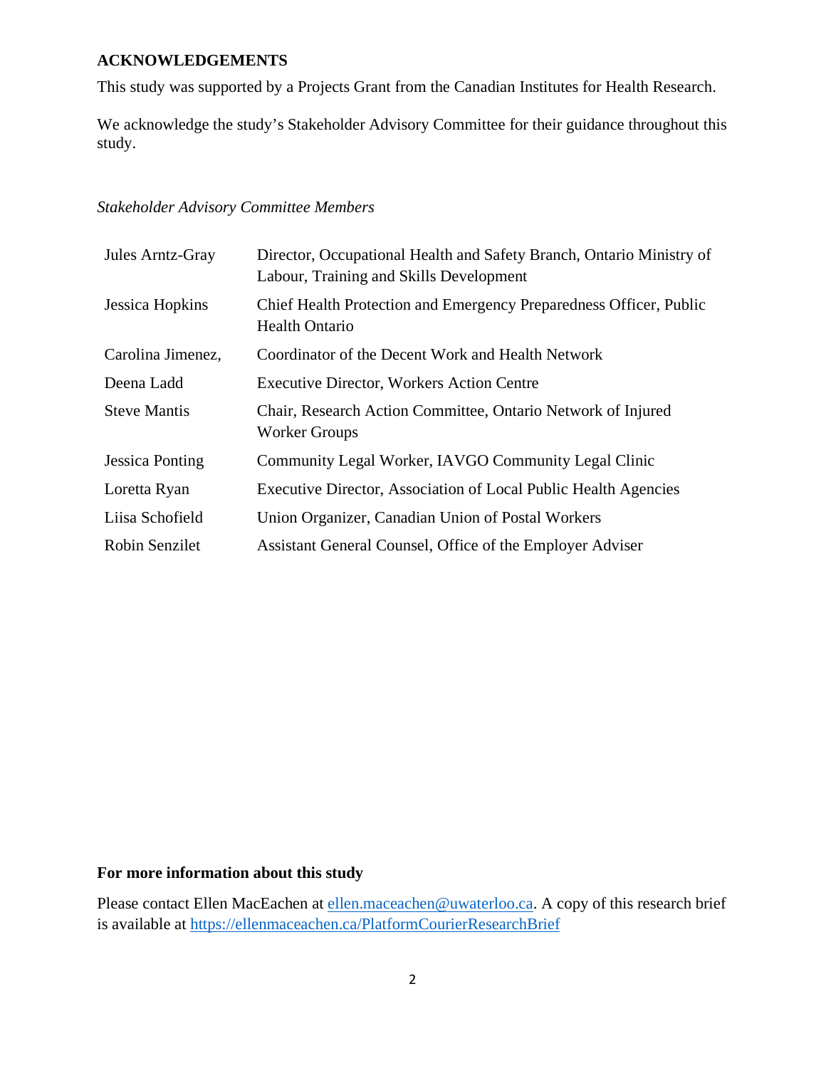## ACKNOWLEDGEMENTS

This study was supported by a Projects Grant from the Canadian Institutes for Health Research.

We acknowledge the study's Stakeholder Advisory Committee for their guidance throughout this study.

*Stakeholder Advisory Committee Members*

| | |
|---|---|
| Jules Arntz-Gray | Director, Occupational Health and Safety Branch, Ontario Ministry of Labour, Training and Skills Development |
| Jessica Hopkins | Chief Health Protection and Emergency Preparedness Officer, Public Health Ontario |
| Carolina Jimenez, | Coordinator of the Decent Work and Health Network |
| Deena Ladd | Executive Director, Workers Action Centre |
| Steve Mantis | Chair, Research Action Committee, Ontario Network of Injured Worker Groups |
| Jessica Ponting | Community Legal Worker, IAVGO Community Legal Clinic |
| Loretta Ryan | Executive Director, Association of Local Public Health Agencies |
| Liisa Schofield | Union Organizer, Canadian Union of Postal Workers |
| Robin Senzilet | Assistant General Counsel, Office of the Employer Adviser |

**For more information about this study**

Please contact Ellen MacEachen at ellen.maceachen@uwaterloo.ca. A copy of this research brief is available at https://ellenmaceachen.ca/PlatformCourierResearchBrief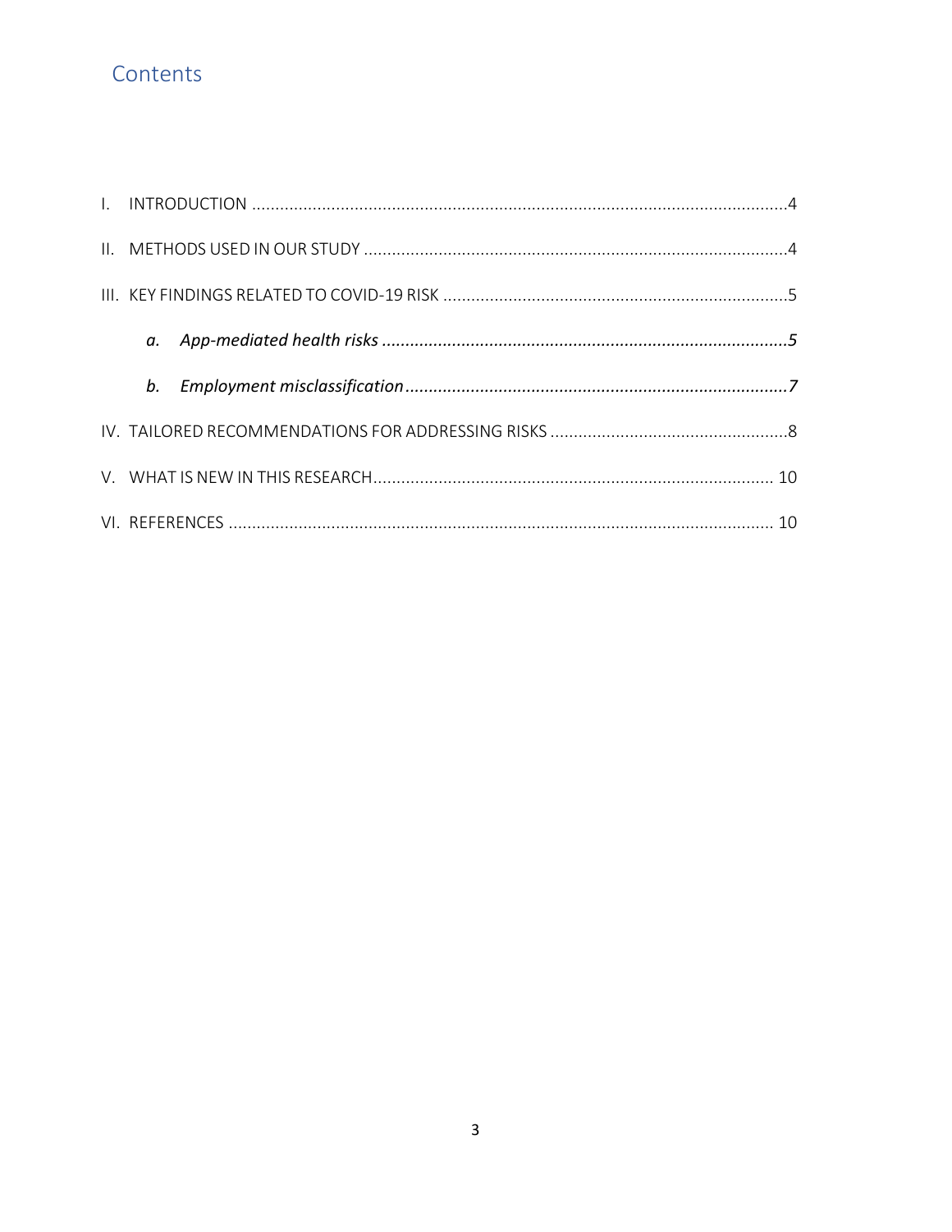## Contents

I. INTRODUCTION ....................................................................................................................4

II. METHODS USED IN OUR STUDY ..........................................................................................4

III. KEY FINDINGS RELATED TO COVID-19 RISK ..........................................................................5

*a. App-mediated health risks* .......................................................................................**5**

*b. Employment misclassification* ...................................................................................**7**

IV. TAILORED RECOMMENDATIONS FOR ADDRESSING RISKS ..................................................8

V. WHAT IS NEW IN THIS RESEARCH ...................................................................................... 10

VI. REFERENCES ..................................................................................................................... 10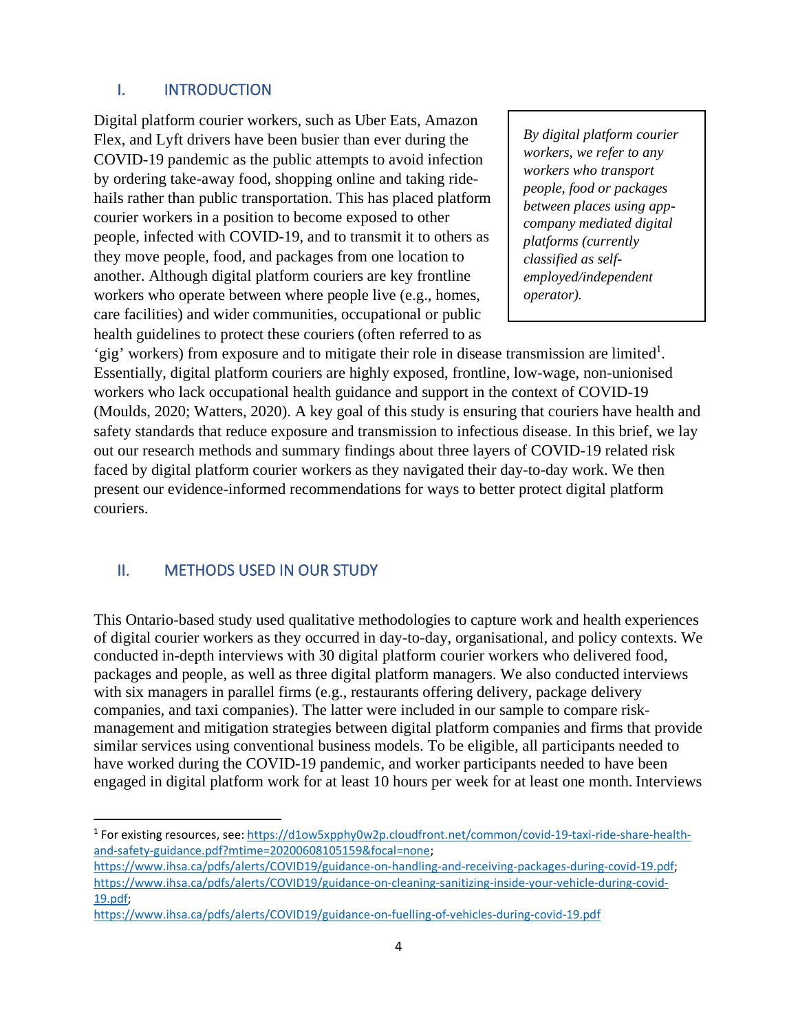## I. INTRODUCTION

Digital platform courier workers, such as Uber Eats, Amazon Flex, and Lyft drivers have been busier than ever during the COVID-19 pandemic as the public attempts to avoid infection by ordering take-away food, shopping online and taking ride-hails rather than public transportation. This has placed platform courier workers in a position to become exposed to other people, infected with COVID-19, and to transmit it to others as they move people, food, and packages from one location to another. Although digital platform couriers are key frontline workers who operate between where people live (e.g., homes, care facilities) and wider communities, occupational or public health guidelines to protect these couriers (often referred to as 'gig' workers) from exposure and to mitigate their role in disease transmission are limited[1]. Essentially, digital platform couriers are highly exposed, frontline, low-wage, non-unionised workers who lack occupational health guidance and support in the context of COVID-19 (Moulds, 2020; Watters, 2020). A key goal of this study is ensuring that couriers have health and safety standards that reduce exposure and transmission to infectious disease. In this brief, we lay out our research methods and summary findings about three layers of COVID-19 related risk faced by digital platform courier workers as they navigated their day-to-day work. We then present our evidence-informed recommendations for ways to better protect digital platform couriers.

> *By digital platform courier workers, we refer to any workers who transport people, food or packages between places using app-company mediated digital platforms (currently classified as self-employed/independent operator).*

## II. METHODS USED IN OUR STUDY

This Ontario-based study used qualitative methodologies to capture work and health experiences of digital courier workers as they occurred in day-to-day, organisational, and policy contexts. We conducted in-depth interviews with 30 digital platform courier workers who delivered food, packages and people, as well as three digital platform managers. We also conducted interviews with six managers in parallel firms (e.g., restaurants offering delivery, package delivery companies, and taxi companies). The latter were included in our sample to compare risk-management and mitigation strategies between digital platform companies and firms that provide similar services using conventional business models. To be eligible, all participants needed to have worked during the COVID-19 pandemic, and worker participants needed to have been engaged in digital platform work for at least 10 hours per week for at least one month. Interviews

---

[1] For existing resources, see: https://d1ow5xpphy0w2p.cloudfront.net/common/covid-19-taxi-ride-share-health-and-safety-guidance.pdf?mtime=20200608105159&focal=none; https://www.ihsa.ca/pdfs/alerts/COVID19/guidance-on-handling-and-receiving-packages-during-covid-19.pdf; https://www.ihsa.ca/pdfs/alerts/COVID19/guidance-on-cleaning-sanitizing-inside-your-vehicle-during-covid-19.pdf; https://www.ihsa.ca/pdfs/alerts/COVID19/guidance-on-fuelling-of-vehicles-during-covid-19.pdf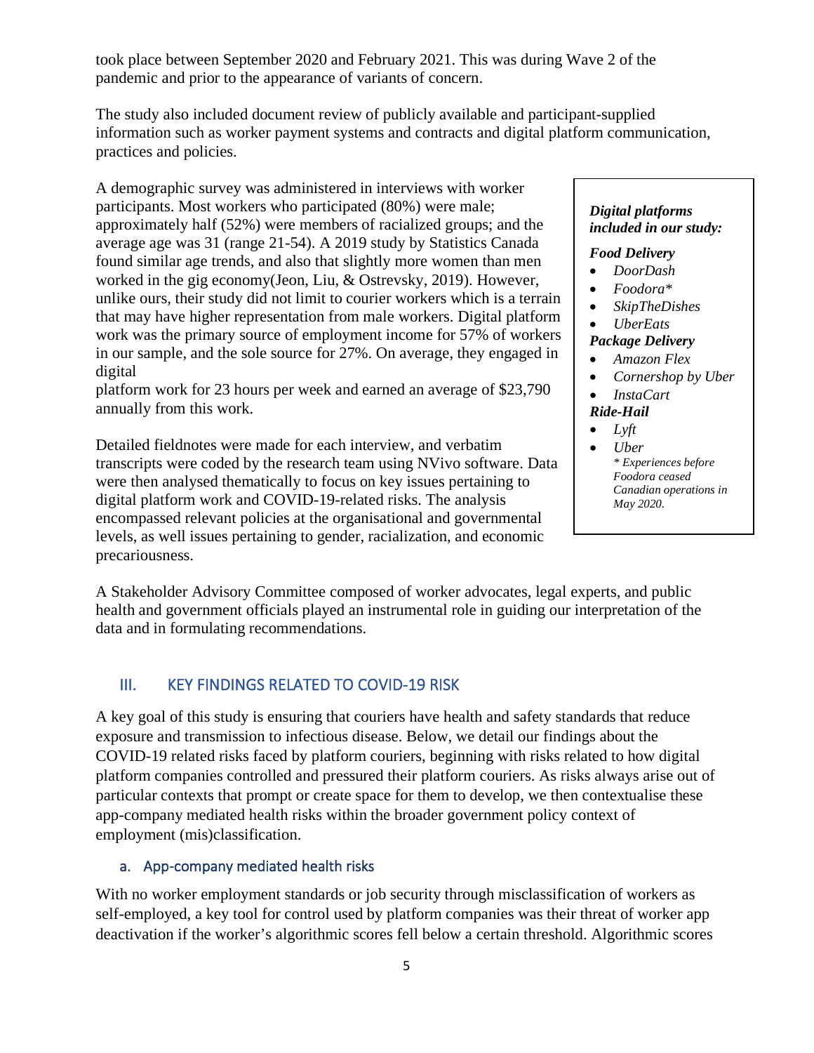took place between September 2020 and February 2021. This was during Wave 2 of the pandemic and prior to the appearance of variants of concern.

The study also included document review of publicly available and participant-supplied information such as worker payment systems and contracts and digital platform communication, practices and policies.

A demographic survey was administered in interviews with worker participants. Most workers who participated (80%) were male; approximately half (52%) were members of racialized groups; and the average age was 31 (range 21-54). A 2019 study by Statistics Canada found similar age trends, and also that slightly more women than men worked in the gig economy(Jeon, Liu, & Ostrevsky, 2019). However, unlike ours, their study did not limit to courier workers which is a terrain that may have higher representation from male workers. Digital platform work was the primary source of employment income for 57% of workers in our sample, and the sole source for 27%. On average, they engaged in digital platform work for 23 hours per week and earned an average of $23,790 annually from this work.

Detailed fieldnotes were made for each interview, and verbatim transcripts were coded by the research team using NVivo software. Data were then analysed thematically to focus on key issues pertaining to digital platform work and COVID-19-related risks. The analysis encompassed relevant policies at the organisational and governmental levels, as well issues pertaining to gender, racialization, and economic precariousness.

> ***Digital platforms included in our study:***
>
> ***Food Delivery***
> - *DoorDash*
> - *Foodora**
> - *SkipTheDishes*
> - *UberEats*
>
> ***Package Delivery***
> - *Amazon Flex*
> - *Cornershop by Uber*
> - *InstaCart*
>
> ***Ride-Hail***
> - *Lyft*
> - *Uber*
>
> *\* Experiences before Foodora ceased Canadian operations in May 2020.*

A Stakeholder Advisory Committee composed of worker advocates, legal experts, and public health and government officials played an instrumental role in guiding our interpretation of the data and in formulating recommendations.

## III. KEY FINDINGS RELATED TO COVID-19 RISK

A key goal of this study is ensuring that couriers have health and safety standards that reduce exposure and transmission to infectious disease. Below, we detail our findings about the COVID-19 related risks faced by platform couriers, beginning with risks related to how digital platform companies controlled and pressured their platform couriers. As risks always arise out of particular contexts that prompt or create space for them to develop, we then contextualise these app-company mediated health risks within the broader government policy context of employment (mis)classification.

### a. App-company mediated health risks

With no worker employment standards or job security through misclassification of workers as self-employed, a key tool for control used by platform companies was their threat of worker app deactivation if the worker's algorithmic scores fell below a certain threshold. Algorithmic scores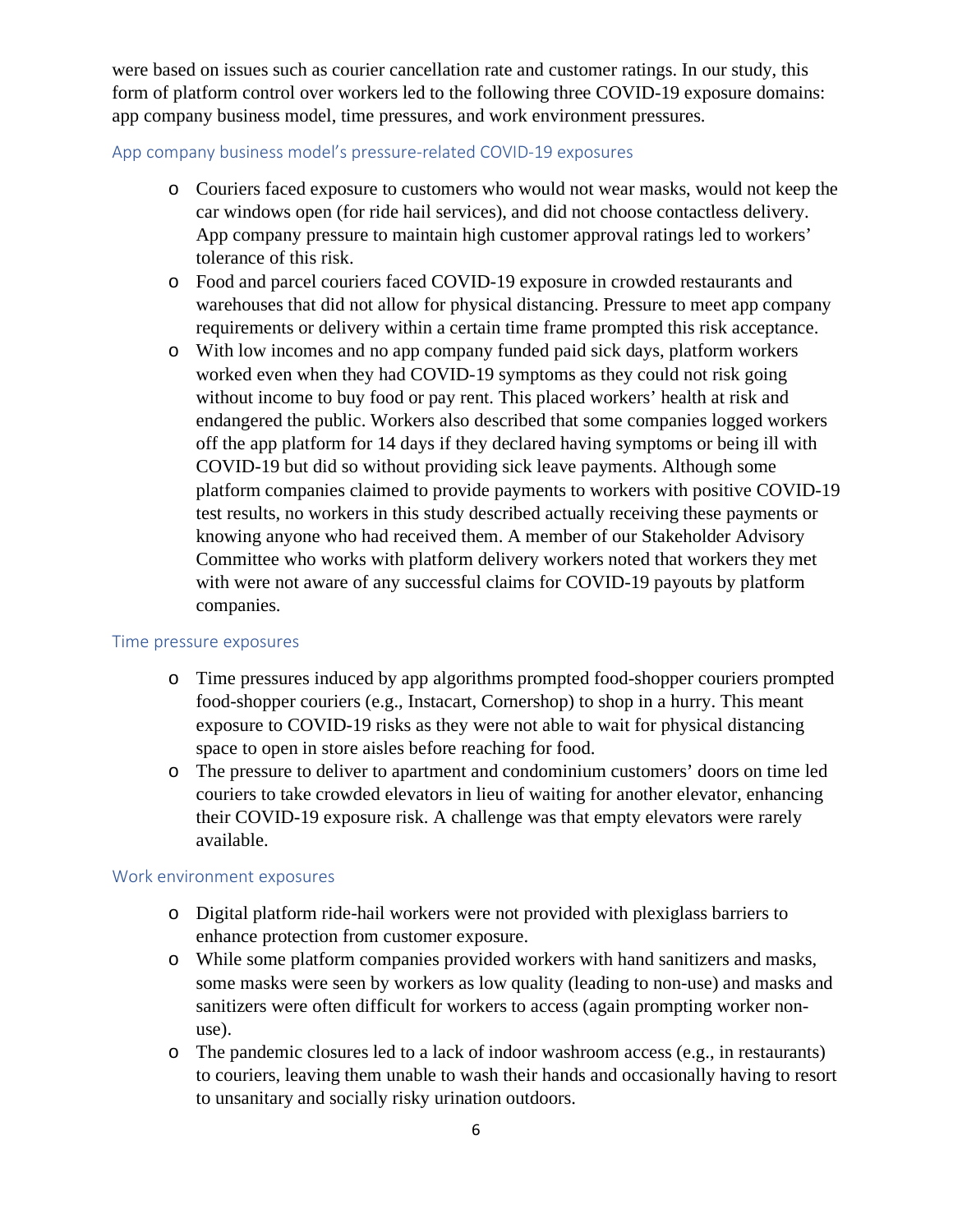were based on issues such as courier cancellation rate and customer ratings. In our study, this form of platform control over workers led to the following three COVID-19 exposure domains: app company business model, time pressures, and work environment pressures.

### App company business model's pressure-related COVID-19 exposures

- Couriers faced exposure to customers who would not wear masks, would not keep the car windows open (for ride hail services), and did not choose contactless delivery. App company pressure to maintain high customer approval ratings led to workers' tolerance of this risk.
- Food and parcel couriers faced COVID-19 exposure in crowded restaurants and warehouses that did not allow for physical distancing. Pressure to meet app company requirements or delivery within a certain time frame prompted this risk acceptance.
- With low incomes and no app company funded paid sick days, platform workers worked even when they had COVID-19 symptoms as they could not risk going without income to buy food or pay rent. This placed workers' health at risk and endangered the public. Workers also described that some companies logged workers off the app platform for 14 days if they declared having symptoms or being ill with COVID-19 but did so without providing sick leave payments. Although some platform companies claimed to provide payments to workers with positive COVID-19 test results, no workers in this study described actually receiving these payments or knowing anyone who had received them. A member of our Stakeholder Advisory Committee who works with platform delivery workers noted that workers they met with were not aware of any successful claims for COVID-19 payouts by platform companies.

### Time pressure exposures

- Time pressures induced by app algorithms prompted food-shopper couriers prompted food-shopper couriers (e.g., Instacart, Cornershop) to shop in a hurry. This meant exposure to COVID-19 risks as they were not able to wait for physical distancing space to open in store aisles before reaching for food.
- The pressure to deliver to apartment and condominium customers' doors on time led couriers to take crowded elevators in lieu of waiting for another elevator, enhancing their COVID-19 exposure risk. A challenge was that empty elevators were rarely available.

### Work environment exposures

- Digital platform ride-hail workers were not provided with plexiglass barriers to enhance protection from customer exposure.
- While some platform companies provided workers with hand sanitizers and masks, some masks were seen by workers as low quality (leading to non-use) and masks and sanitizers were often difficult for workers to access (again prompting worker non-use).
- The pandemic closures led to a lack of indoor washroom access (e.g., in restaurants) to couriers, leaving them unable to wash their hands and occasionally having to resort to unsanitary and socially risky urination outdoors.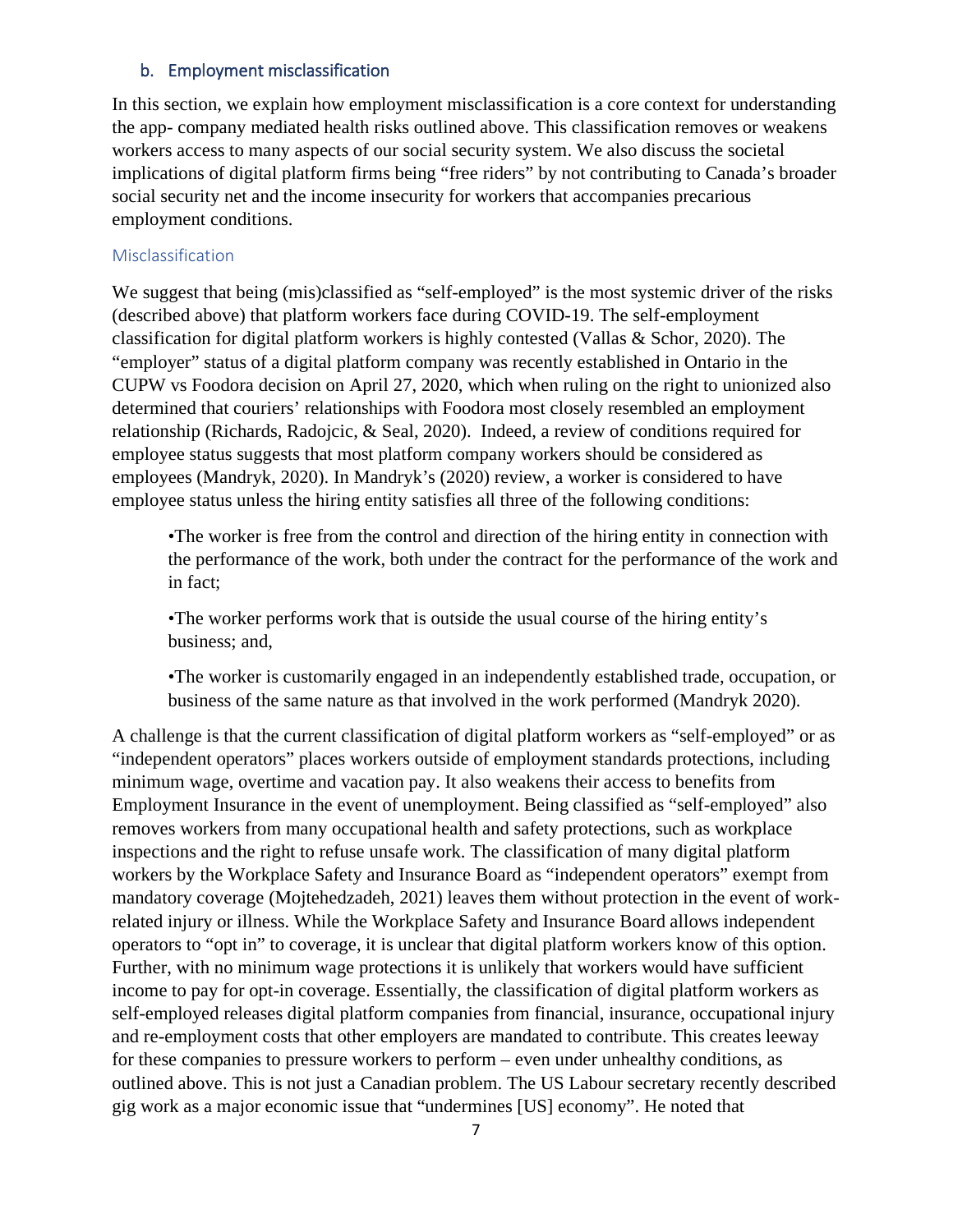### b. Employment misclassification

In this section, we explain how employment misclassification is a core context for understanding the app- company mediated health risks outlined above. This classification removes or weakens workers access to many aspects of our social security system. We also discuss the societal implications of digital platform firms being "free riders" by not contributing to Canada's broader social security net and the income insecurity for workers that accompanies precarious employment conditions.

#### Misclassification

We suggest that being (mis)classified as "self-employed" is the most systemic driver of the risks (described above) that platform workers face during COVID-19. The self-employment classification for digital platform workers is highly contested (Vallas & Schor, 2020). The "employer" status of a digital platform company was recently established in Ontario in the CUPW vs Foodora decision on April 27, 2020, which when ruling on the right to unionized also determined that couriers' relationships with Foodora most closely resembled an employment relationship (Richards, Radojcic, & Seal, 2020). Indeed, a review of conditions required for employee status suggests that most platform company workers should be considered as employees (Mandryk, 2020). In Mandryk's (2020) review, a worker is considered to have employee status unless the hiring entity satisfies all three of the following conditions:

> •The worker is free from the control and direction of the hiring entity in connection with the performance of the work, both under the contract for the performance of the work and in fact;
>
> •The worker performs work that is outside the usual course of the hiring entity's business; and,
>
> •The worker is customarily engaged in an independently established trade, occupation, or business of the same nature as that involved in the work performed (Mandryk 2020).

A challenge is that the current classification of digital platform workers as "self-employed" or as "independent operators" places workers outside of employment standards protections, including minimum wage, overtime and vacation pay. It also weakens their access to benefits from Employment Insurance in the event of unemployment. Being classified as "self-employed" also removes workers from many occupational health and safety protections, such as workplace inspections and the right to refuse unsafe work. The classification of many digital platform workers by the Workplace Safety and Insurance Board as "independent operators" exempt from mandatory coverage (Mojtehedzadeh, 2021) leaves them without protection in the event of work-related injury or illness. While the Workplace Safety and Insurance Board allows independent operators to "opt in" to coverage, it is unclear that digital platform workers know of this option. Further, with no minimum wage protections it is unlikely that workers would have sufficient income to pay for opt-in coverage. Essentially, the classification of digital platform workers as self-employed releases digital platform companies from financial, insurance, occupational injury and re-employment costs that other employers are mandated to contribute. This creates leeway for these companies to pressure workers to perform – even under unhealthy conditions, as outlined above. This is not just a Canadian problem. The US Labour secretary recently described gig work as a major economic issue that "undermines [US] economy". He noted that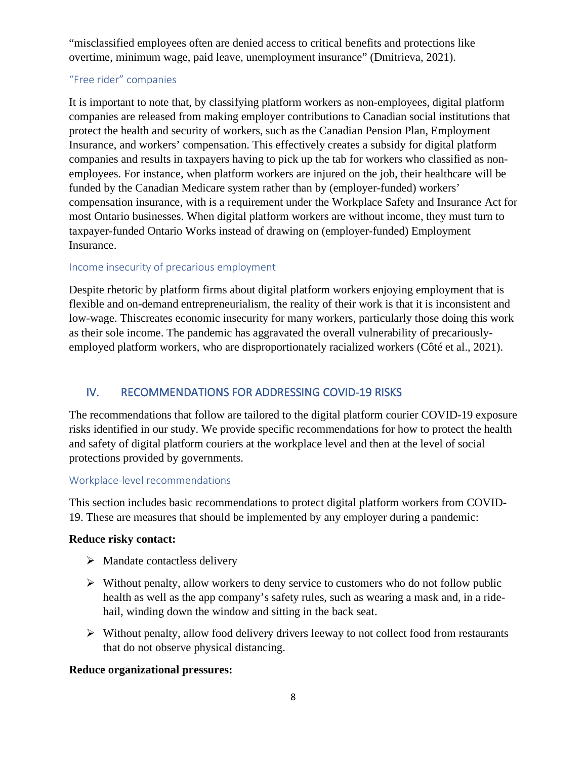"misclassified employees often are denied access to critical benefits and protections like overtime, minimum wage, paid leave, unemployment insurance" (Dmitrieva, 2021).

### "Free rider" companies

It is important to note that, by classifying platform workers as non-employees, digital platform companies are released from making employer contributions to Canadian social institutions that protect the health and security of workers, such as the Canadian Pension Plan, Employment Insurance, and workers' compensation. This effectively creates a subsidy for digital platform companies and results in taxpayers having to pick up the tab for workers who classified as non-employees. For instance, when platform workers are injured on the job, their healthcare will be funded by the Canadian Medicare system rather than by (employer-funded) workers' compensation insurance, with is a requirement under the Workplace Safety and Insurance Act for most Ontario businesses. When digital platform workers are without income, they must turn to taxpayer-funded Ontario Works instead of drawing on (employer-funded) Employment Insurance.

### Income insecurity of precarious employment

Despite rhetoric by platform firms about digital platform workers enjoying employment that is flexible and on-demand entrepreneurialism, the reality of their work is that it is inconsistent and low-wage. Thiscreates economic insecurity for many workers, particularly those doing this work as their sole income. The pandemic has aggravated the overall vulnerability of precariously-employed platform workers, who are disproportionately racialized workers (Côté et al., 2021).

## IV. RECOMMENDATIONS FOR ADDRESSING COVID-19 RISKS

The recommendations that follow are tailored to the digital platform courier COVID-19 exposure risks identified in our study. We provide specific recommendations for how to protect the health and safety of digital platform couriers at the workplace level and then at the level of social protections provided by governments.

### Workplace-level recommendations

This section includes basic recommendations to protect digital platform workers from COVID-19. These are measures that should be implemented by any employer during a pandemic:

**Reduce risky contact:**

- Mandate contactless delivery
- Without penalty, allow workers to deny service to customers who do not follow public health as well as the app company's safety rules, such as wearing a mask and, in a ride-hail, winding down the window and sitting in the back seat.
- Without penalty, allow food delivery drivers leeway to not collect food from restaurants that do not observe physical distancing.

**Reduce organizational pressures:**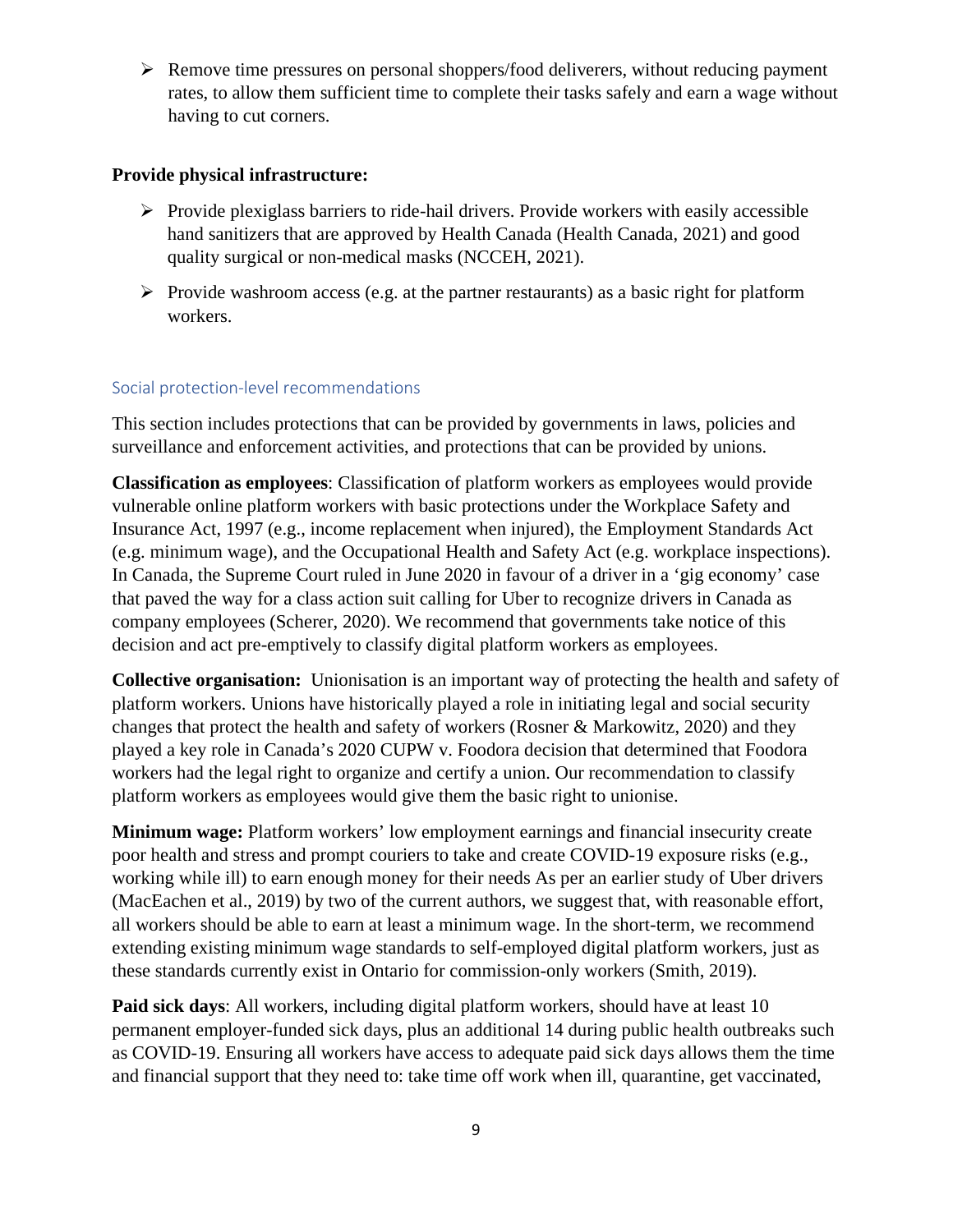- Remove time pressures on personal shoppers/food deliverers, without reducing payment rates, to allow them sufficient time to complete their tasks safely and earn a wage without having to cut corners.

**Provide physical infrastructure:**

- Provide plexiglass barriers to ride-hail drivers. Provide workers with easily accessible hand sanitizers that are approved by Health Canada (Health Canada, 2021) and good quality surgical or non-medical masks (NCCEH, 2021).
- Provide washroom access (e.g. at the partner restaurants) as a basic right for platform workers.

### Social protection-level recommendations

This section includes protections that can be provided by governments in laws, policies and surveillance and enforcement activities, and protections that can be provided by unions.

**Classification as employees**: Classification of platform workers as employees would provide vulnerable online platform workers with basic protections under the Workplace Safety and Insurance Act, 1997 (e.g., income replacement when injured), the Employment Standards Act (e.g. minimum wage), and the Occupational Health and Safety Act (e.g. workplace inspections). In Canada, the Supreme Court ruled in June 2020 in favour of a driver in a 'gig economy' case that paved the way for a class action suit calling for Uber to recognize drivers in Canada as company employees (Scherer, 2020). We recommend that governments take notice of this decision and act pre-emptively to classify digital platform workers as employees.

**Collective organisation:** Unionisation is an important way of protecting the health and safety of platform workers. Unions have historically played a role in initiating legal and social security changes that protect the health and safety of workers (Rosner & Markowitz, 2020) and they played a key role in Canada's 2020 CUPW v. Foodora decision that determined that Foodora workers had the legal right to organize and certify a union. Our recommendation to classify platform workers as employees would give them the basic right to unionise.

**Minimum wage:** Platform workers' low employment earnings and financial insecurity create poor health and stress and prompt couriers to take and create COVID-19 exposure risks (e.g., working while ill) to earn enough money for their needs As per an earlier study of Uber drivers (MacEachen et al., 2019) by two of the current authors, we suggest that, with reasonable effort, all workers should be able to earn at least a minimum wage. In the short-term, we recommend extending existing minimum wage standards to self-employed digital platform workers, just as these standards currently exist in Ontario for commission-only workers (Smith, 2019).

**Paid sick days**: All workers, including digital platform workers, should have at least 10 permanent employer-funded sick days, plus an additional 14 during public health outbreaks such as COVID-19. Ensuring all workers have access to adequate paid sick days allows them the time and financial support that they need to: take time off work when ill, quarantine, get vaccinated,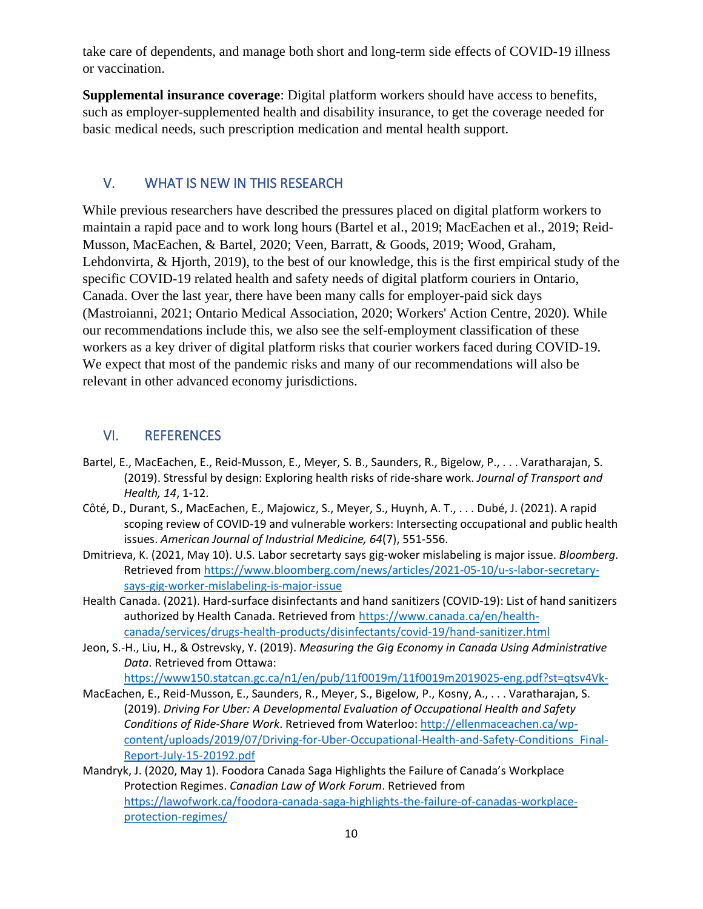take care of dependents, and manage both short and long-term side effects of COVID-19 illness or vaccination.

**Supplemental insurance coverage**: Digital platform workers should have access to benefits, such as employer-supplemented health and disability insurance, to get the coverage needed for basic medical needs, such prescription medication and mental health support.

## V. WHAT IS NEW IN THIS RESEARCH

While previous researchers have described the pressures placed on digital platform workers to maintain a rapid pace and to work long hours (Bartel et al., 2019; MacEachen et al., 2019; Reid-Musson, MacEachen, & Bartel, 2020; Veen, Barratt, & Goods, 2019; Wood, Graham, Lehdonvirta, & Hjorth, 2019), to the best of our knowledge, this is the first empirical study of the specific COVID-19 related health and safety needs of digital platform couriers in Ontario, Canada. Over the last year, there have been many calls for employer-paid sick days (Mastroianni, 2021; Ontario Medical Association, 2020; Workers' Action Centre, 2020). While our recommendations include this, we also see the self-employment classification of these workers as a key driver of digital platform risks that courier workers faced during COVID-19. We expect that most of the pandemic risks and many of our recommendations will also be relevant in other advanced economy jurisdictions.

## VI. REFERENCES

Bartel, E., MacEachen, E., Reid-Musson, E., Meyer, S. B., Saunders, R., Bigelow, P., . . . Varatharajan, S. (2019). Stressful by design: Exploring health risks of ride-share work. *Journal of Transport and Health, 14*, 1-12.

Côté, D., Durant, S., MacEachen, E., Majowicz, S., Meyer, S., Huynh, A. T., . . . Dubé, J. (2021). A rapid scoping review of COVID-19 and vulnerable workers: Intersecting occupational and public health issues. *American Journal of Industrial Medicine, 64*(7), 551-556.

Dmitrieva, K. (2021, May 10). U.S. Labor secretarty says gig-woker mislabeling is major issue. *Bloomberg*. Retrieved from https://www.bloomberg.com/news/articles/2021-05-10/u-s-labor-secretary-says-gig-worker-mislabeling-is-major-issue

Health Canada. (2021). Hard-surface disinfectants and hand sanitizers (COVID-19): List of hand sanitizers authorized by Health Canada. Retrieved from https://www.canada.ca/en/health-canada/services/drugs-health-products/disinfectants/covid-19/hand-sanitizer.html

Jeon, S.-H., Liu, H., & Ostrevsky, Y. (2019). *Measuring the Gig Economy in Canada Using Administrative Data*. Retrieved from Ottawa: https://www150.statcan.gc.ca/n1/en/pub/11f0019m/11f0019m2019025-eng.pdf?st=qtsv4Vk-

MacEachen, E., Reid-Musson, E., Saunders, R., Meyer, S., Bigelow, P., Kosny, A., . . . Varatharajan, S. (2019). *Driving For Uber: A Developmental Evaluation of Occupational Health and Safety Conditions of Ride-Share Work*. Retrieved from Waterloo: http://ellenmaceachen.ca/wp-content/uploads/2019/07/Driving-for-Uber-Occupational-Health-and-Safety-Conditions_Final-Report-July-15-20192.pdf

Mandryk, J. (2020, May 1). Foodora Canada Saga Highlights the Failure of Canada's Workplace Protection Regimes. *Canadian Law of Work Forum*. Retrieved from https://lawofwork.ca/foodora-canada-saga-highlights-the-failure-of-canadas-workplace-protection-regimes/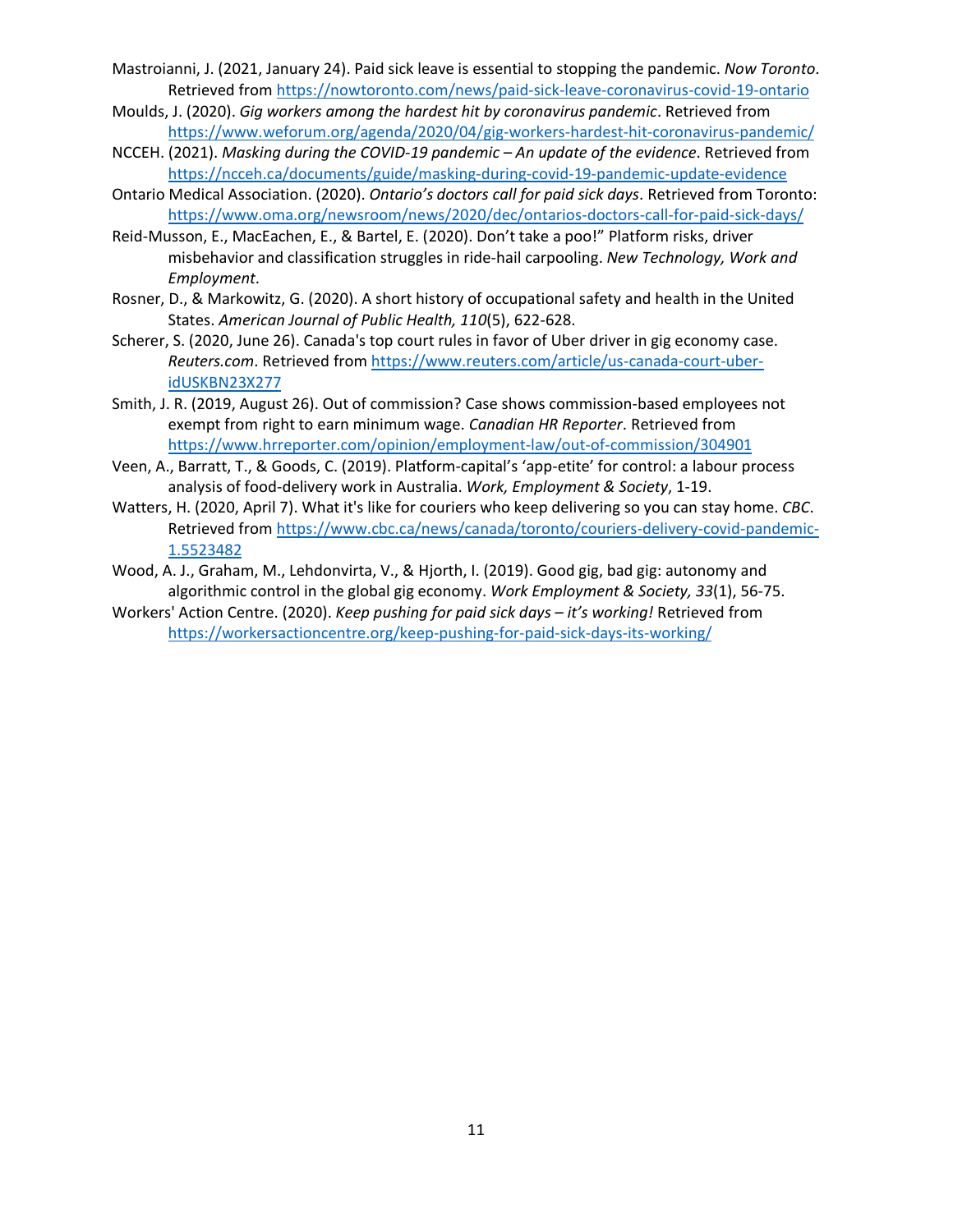Mastroianni, J. (2021, January 24). Paid sick leave is essential to stopping the pandemic. *Now Toronto*. Retrieved from https://nowtoronto.com/news/paid-sick-leave-coronavirus-covid-19-ontario

Moulds, J. (2020). *Gig workers among the hardest hit by coronavirus pandemic*. Retrieved from https://www.weforum.org/agenda/2020/04/gig-workers-hardest-hit-coronavirus-pandemic/

NCCEH. (2021). *Masking during the COVID-19 pandemic – An update of the evidence*. Retrieved from https://ncceh.ca/documents/guide/masking-during-covid-19-pandemic-update-evidence

Ontario Medical Association. (2020). *Ontario's doctors call for paid sick days*. Retrieved from Toronto: https://www.oma.org/newsroom/news/2020/dec/ontarios-doctors-call-for-paid-sick-days/

Reid-Musson, E., MacEachen, E., & Bartel, E. (2020). Don't take a poo!" Platform risks, driver misbehavior and classification struggles in ride-hail carpooling. *New Technology, Work and Employment*.

Rosner, D., & Markowitz, G. (2020). A short history of occupational safety and health in the United States. *American Journal of Public Health, 110*(5), 622-628.

Scherer, S. (2020, June 26). Canada's top court rules in favor of Uber driver in gig economy case. *Reuters.com*. Retrieved from https://www.reuters.com/article/us-canada-court-uber-idUSKBN23X277

Smith, J. R. (2019, August 26). Out of commission? Case shows commission-based employees not exempt from right to earn minimum wage. *Canadian HR Reporter*. Retrieved from https://www.hrreporter.com/opinion/employment-law/out-of-commission/304901

Veen, A., Barratt, T., & Goods, C. (2019). Platform-capital's 'app-etite' for control: a labour process analysis of food-delivery work in Australia. *Work, Employment & Society*, 1-19.

Watters, H. (2020, April 7). What it's like for couriers who keep delivering so you can stay home. *CBC*. Retrieved from https://www.cbc.ca/news/canada/toronto/couriers-delivery-covid-pandemic-1.5523482

Wood, A. J., Graham, M., Lehdonvirta, V., & Hjorth, I. (2019). Good gig, bad gig: autonomy and algorithmic control in the global gig economy. *Work Employment & Society, 33*(1), 56-75.

Workers' Action Centre. (2020). *Keep pushing for paid sick days – it's working!* Retrieved from https://workersactioncentre.org/keep-pushing-for-paid-sick-days-its-working/